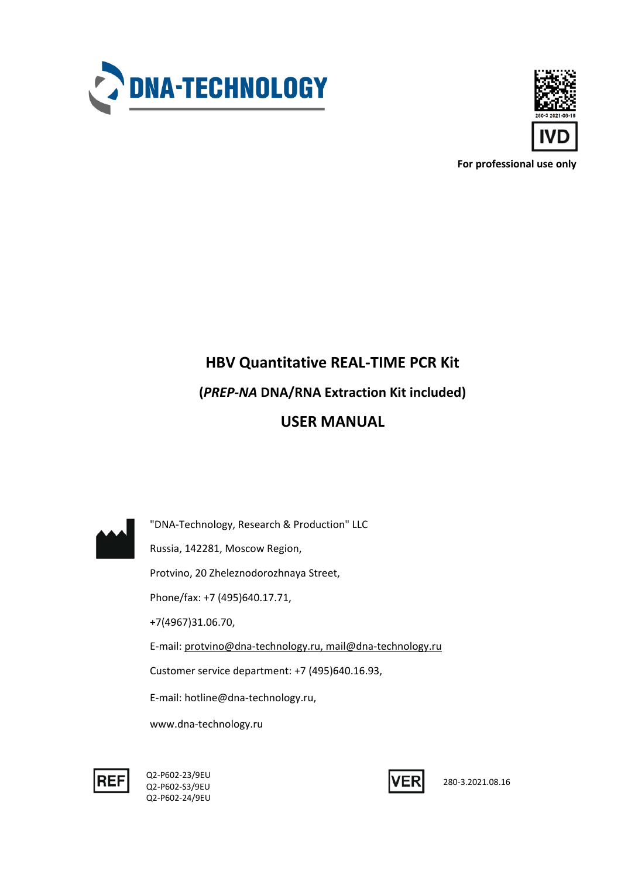DNA-TECHNOLOGY

260-3 2021-08-16

IVD

**For professional use only**

# HBV Quantitative REAL-TIME PCR Kit

## (*PREP-NA* DNA/RNA Extraction Kit included)

## USER MANUAL

"DNA-Technology, Research & Production" LLC

Russia, 142281, Moscow Region,

Protvino, 20 Zheleznodorozhnaya Street,

Phone/fax: +7 (495)640.17.71,

+7(4967)31.06.70,

E-mail: protvino@dna-technology.ru, mail@dna-technology.ru

Customer service department: +7 (495)640.16.93,

E-mail: hotline@dna-technology.ru,

www.dna-technology.ru

REF Q2-P602-23/9EU
Q2-P602-S3/9EU
Q2-P602-24/9EU

VER 280-3.2021.08.16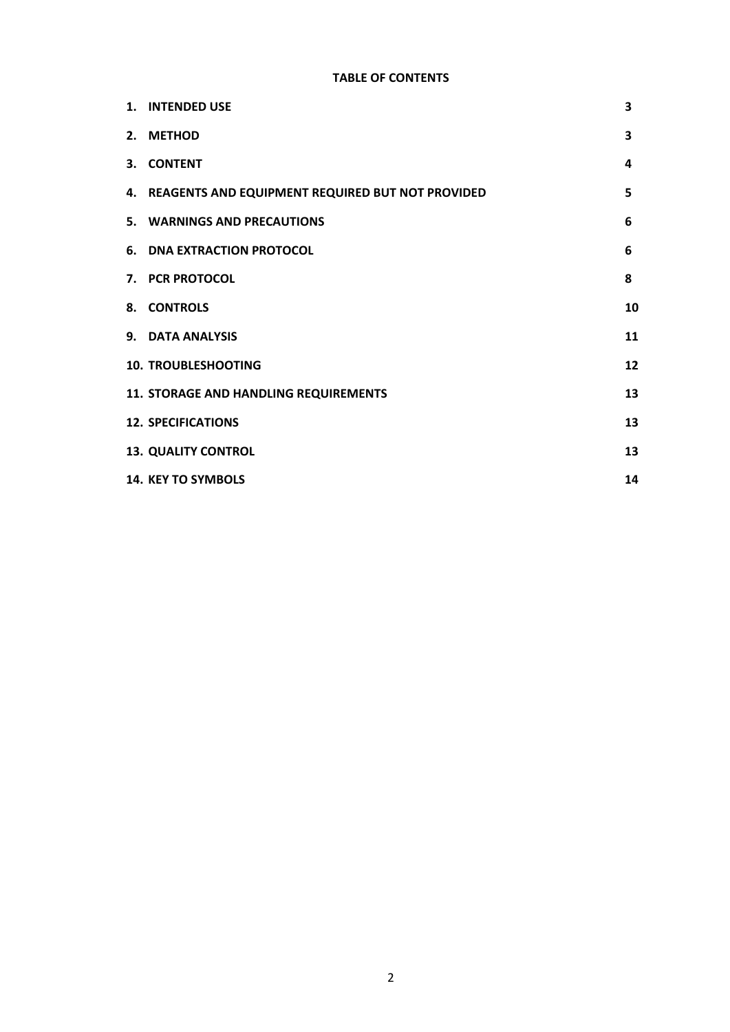**TABLE OF CONTENTS**

| | |
|---|---|
| 1. INTENDED USE | 3 |
| 2. METHOD | 3 |
| 3. CONTENT | 4 |
| 4. REAGENTS AND EQUIPMENT REQUIRED BUT NOT PROVIDED | 5 |
| 5. WARNINGS AND PRECAUTIONS | 6 |
| 6. DNA EXTRACTION PROTOCOL | 6 |
| 7. PCR PROTOCOL | 8 |
| 8. CONTROLS | 10 |
| 9. DATA ANALYSIS | 11 |
| 10. TROUBLESHOOTING | 12 |
| 11. STORAGE AND HANDLING REQUIREMENTS | 13 |
| 12. SPECIFICATIONS | 13 |
| 13. QUALITY CONTROL | 13 |
| 14. KEY TO SYMBOLS | 14 |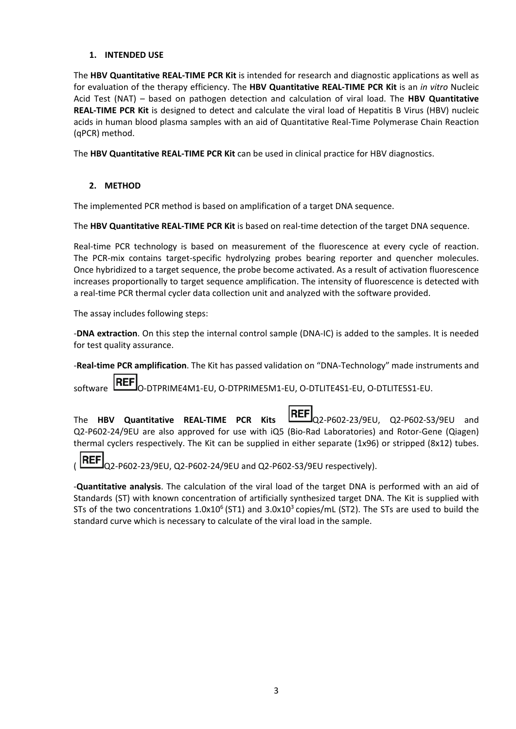## 1. INTENDED USE

The **HBV Quantitative REAL-TIME PCR Kit** is intended for research and diagnostic applications as well as for evaluation of the therapy efficiency. The **HBV Quantitative REAL-TIME PCR Kit** is an *in vitro* Nucleic Acid Test (NAT) – based on pathogen detection and calculation of viral load. The **HBV Quantitative REAL-TIME PCR Kit** is designed to detect and calculate the viral load of Hepatitis B Virus (HBV) nucleic acids in human blood plasma samples with an aid of Quantitative Real-Time Polymerase Chain Reaction (qPCR) method.

The **HBV Quantitative REAL-TIME PCR Kit** can be used in clinical practice for HBV diagnostics.

## 2. METHOD

The implemented PCR method is based on amplification of a target DNA sequence.

The **HBV Quantitative REAL-TIME PCR Kit** is based on real-time detection of the target DNA sequence.

Real-time PCR technology is based on measurement of the fluorescence at every cycle of reaction. The PCR-mix contains target-specific hydrolyzing probes bearing reporter and quencher molecules. Once hybridized to a target sequence, the probe become activated. As a result of activation fluorescence increases proportionally to target sequence amplification. The intensity of fluorescence is detected with a real-time PCR thermal cycler data collection unit and analyzed with the software provided.

The assay includes following steps:

-**DNA extraction**. On this step the internal control sample (DNA-IC) is added to the samples. It is needed for test quality assurance.

-**Real-time PCR amplification**. The Kit has passed validation on “DNA-Technology” made instruments and software **REF** O-DTPRIME4M1-EU, O-DTPRIME5M1-EU, O-DTLITE4S1-EU, O-DTLITE5S1-EU.

The **HBV Quantitative REAL-TIME PCR Kits** **REF** Q2-P602-23/9EU, Q2-P602-S3/9EU and Q2-P602-24/9EU are also approved for use with iQ5 (Bio-Rad Laboratories) and Rotor-Gene (Qiagen) thermal cyclers respectively. The Kit can be supplied in either separate (1x96) or stripped (8x12) tubes. ( **REF** Q2-P602-23/9EU, Q2-P602-24/9EU and Q2-P602-S3/9EU respectively).

-**Quantitative analysis**. The calculation of the viral load of the target DNA is performed with an aid of Standards (ST) with known concentration of artificially synthesized target DNA. The Kit is supplied with STs of the two concentrations $1.0 \times 10^6$ (ST1) and $3.0 \times 10^3$ copies/mL (ST2). The STs are used to build the standard curve which is necessary to calculate of the viral load in the sample.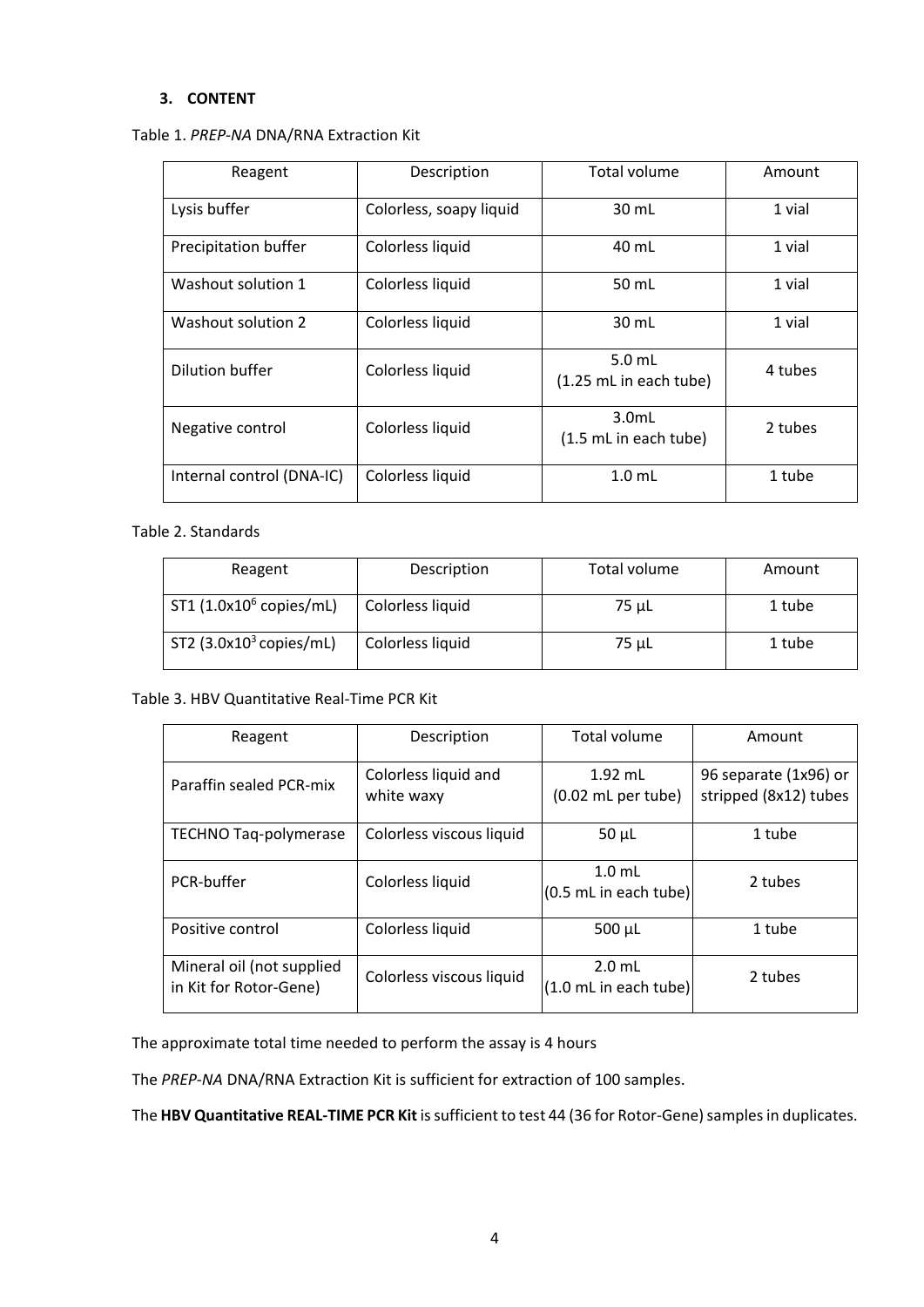### 3. CONTENT

Table 1. *PREP-NA* DNA/RNA Extraction Kit

| Reagent | Description | Total volume | Amount |
|---|---|---|---|
| Lysis buffer | Colorless, soapy liquid | 30 mL | 1 vial |
| Precipitation buffer | Colorless liquid | 40 mL | 1 vial |
| Washout solution 1 | Colorless liquid | 50 mL | 1 vial |
| Washout solution 2 | Colorless liquid | 30 mL | 1 vial |
| Dilution buffer | Colorless liquid | 5.0 mL (1.25 mL in each tube) | 4 tubes |
| Negative control | Colorless liquid | 3.0mL (1.5 mL in each tube) | 2 tubes |
| Internal control (DNA-IC) | Colorless liquid | 1.0 mL | 1 tube |

Table 2. Standards

| Reagent | Description | Total volume | Amount |
|---|---|---|---|
| ST1 ($1.0x10^6$ copies/mL) | Colorless liquid | 75 µL | 1 tube |
| ST2 ($3.0x10^3$ copies/mL) | Colorless liquid | 75 µL | 1 tube |

Table 3. HBV Quantitative Real-Time PCR Kit

| Reagent | Description | Total volume | Amount |
|---|---|---|---|
| Paraffin sealed PCR-mix | Colorless liquid and white waxy | 1.92 mL (0.02 mL per tube) | 96 separate (1x96) or stripped (8x12) tubes |
| TECHNO Taq-polymerase | Colorless viscous liquid | 50 µL | 1 tube |
| PCR-buffer | Colorless liquid | 1.0 mL (0.5 mL in each tube) | 2 tubes |
| Positive control | Colorless liquid | 500 µL | 1 tube |
| Mineral oil (not supplied in Kit for Rotor-Gene) | Colorless viscous liquid | 2.0 mL (1.0 mL in each tube) | 2 tubes |

The approximate total time needed to perform the assay is 4 hours

The *PREP-NA* DNA/RNA Extraction Kit is sufficient for extraction of 100 samples.

The **HBV Quantitative REAL-TIME PCR Kit** is sufficient to test 44 (36 for Rotor-Gene) samples in duplicates.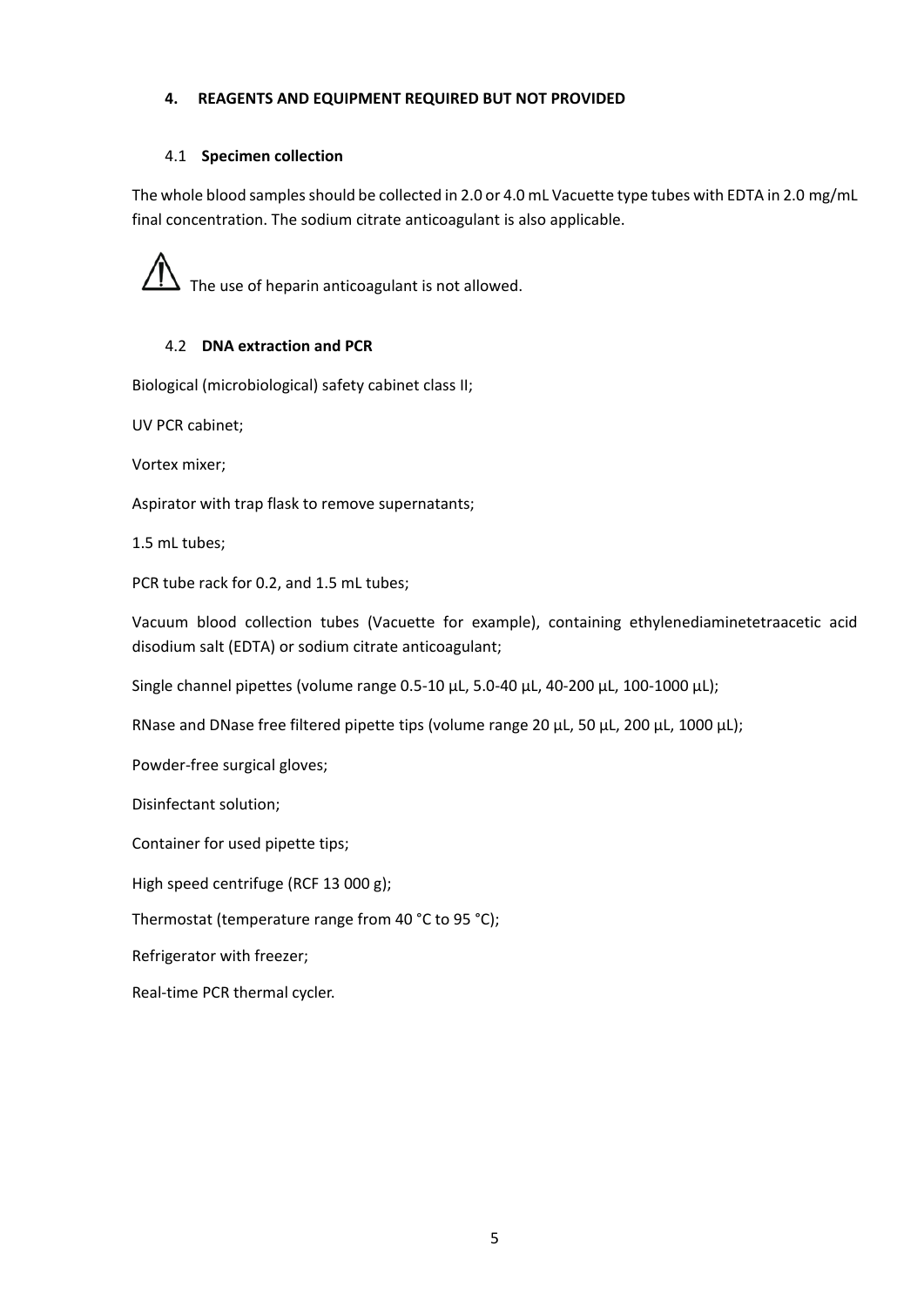## 4. REAGENTS AND EQUIPMENT REQUIRED BUT NOT PROVIDED

### 4.1 Specimen collection

The whole blood samples should be collected in 2.0 or 4.0 mL Vacuette type tubes with EDTA in 2.0 mg/mL final concentration. The sodium citrate anticoagulant is also applicable.

⚠ The use of heparin anticoagulant is not allowed.

### 4.2 DNA extraction and PCR

Biological (microbiological) safety cabinet class II;

UV PCR cabinet;

Vortex mixer;

Aspirator with trap flask to remove supernatants;

1.5 mL tubes;

PCR tube rack for 0.2, and 1.5 mL tubes;

Vacuum blood collection tubes (Vacuette for example), containing ethylenediaminetetraacetic acid disodium salt (EDTA) or sodium citrate anticoagulant;

Single channel pipettes (volume range 0.5-10 µL, 5.0-40 µL, 40-200 µL, 100-1000 µL);

RNase and DNase free filtered pipette tips (volume range 20 µL, 50 µL, 200 µL, 1000 µL);

Powder-free surgical gloves;

Disinfectant solution;

Container for used pipette tips;

High speed centrifuge (RCF 13 000 g);

Thermostat (temperature range from 40 °C to 95 °C);

Refrigerator with freezer;

Real-time PCR thermal cycler.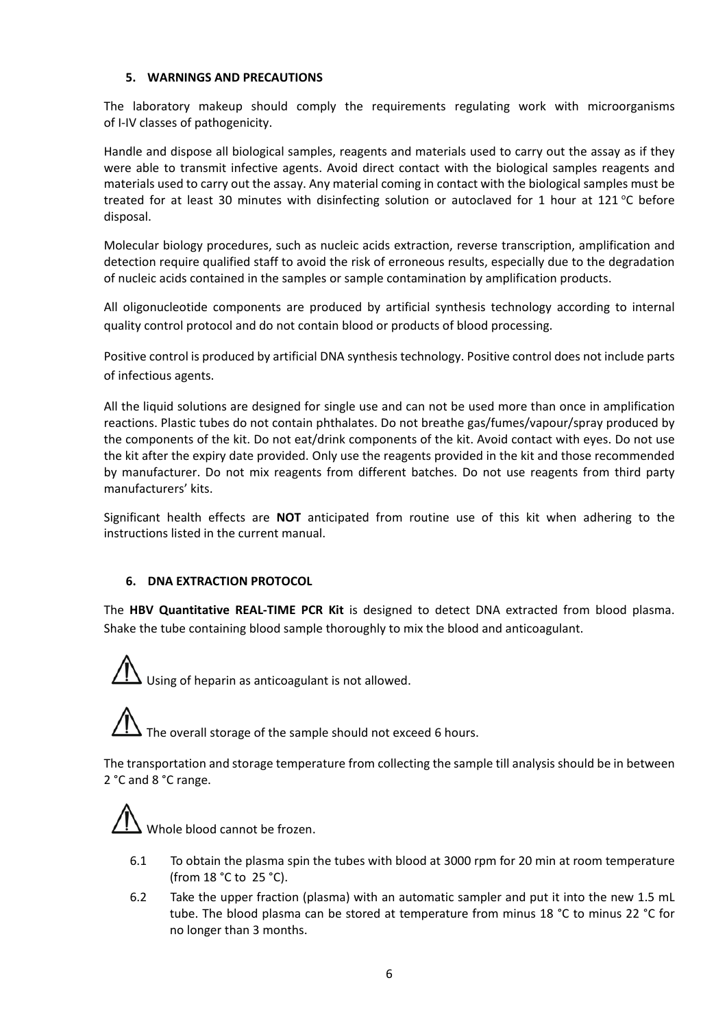## 5. WARNINGS AND PRECAUTIONS

The laboratory makeup should comply the requirements regulating work with microorganisms of I-IV classes of pathogenicity.

Handle and dispose all biological samples, reagents and materials used to carry out the assay as if they were able to transmit infective agents. Avoid direct contact with the biological samples reagents and materials used to carry out the assay. Any material coming in contact with the biological samples must be treated for at least 30 minutes with disinfecting solution or autoclaved for 1 hour at 121 °C before disposal.

Molecular biology procedures, such as nucleic acids extraction, reverse transcription, amplification and detection require qualified staff to avoid the risk of erroneous results, especially due to the degradation of nucleic acids contained in the samples or sample contamination by amplification products.

All oligonucleotide components are produced by artificial synthesis technology according to internal quality control protocol and do not contain blood or products of blood processing.

Positive control is produced by artificial DNA synthesis technology. Positive control does not include parts of infectious agents.

All the liquid solutions are designed for single use and can not be used more than once in amplification reactions. Plastic tubes do not contain phthalates. Do not breathe gas/fumes/vapour/spray produced by the components of the kit. Do not eat/drink components of the kit. Avoid contact with eyes. Do not use the kit after the expiry date provided. Only use the reagents provided in the kit and those recommended by manufacturer. Do not mix reagents from different batches. Do not use reagents from third party manufacturers' kits.

Significant health effects are **NOT** anticipated from routine use of this kit when adhering to the instructions listed in the current manual.

## 6. DNA EXTRACTION PROTOCOL

The **HBV Quantitative REAL-TIME PCR Kit** is designed to detect DNA extracted from blood plasma. Shake the tube containing blood sample thoroughly to mix the blood and anticoagulant.

⚠ Using of heparin as anticoagulant is not allowed.

⚠ The overall storage of the sample should not exceed 6 hours.

The transportation and storage temperature from collecting the sample till analysis should be in between 2 °C and 8 °C range.

⚠ Whole blood cannot be frozen.

6.1 To obtain the plasma spin the tubes with blood at 3000 rpm for 20 min at room temperature (from 18 °C to 25 °C).

6.2 Take the upper fraction (plasma) with an automatic sampler and put it into the new 1.5 mL tube. The blood plasma can be stored at temperature from minus 18 °C to minus 22 °C for no longer than 3 months.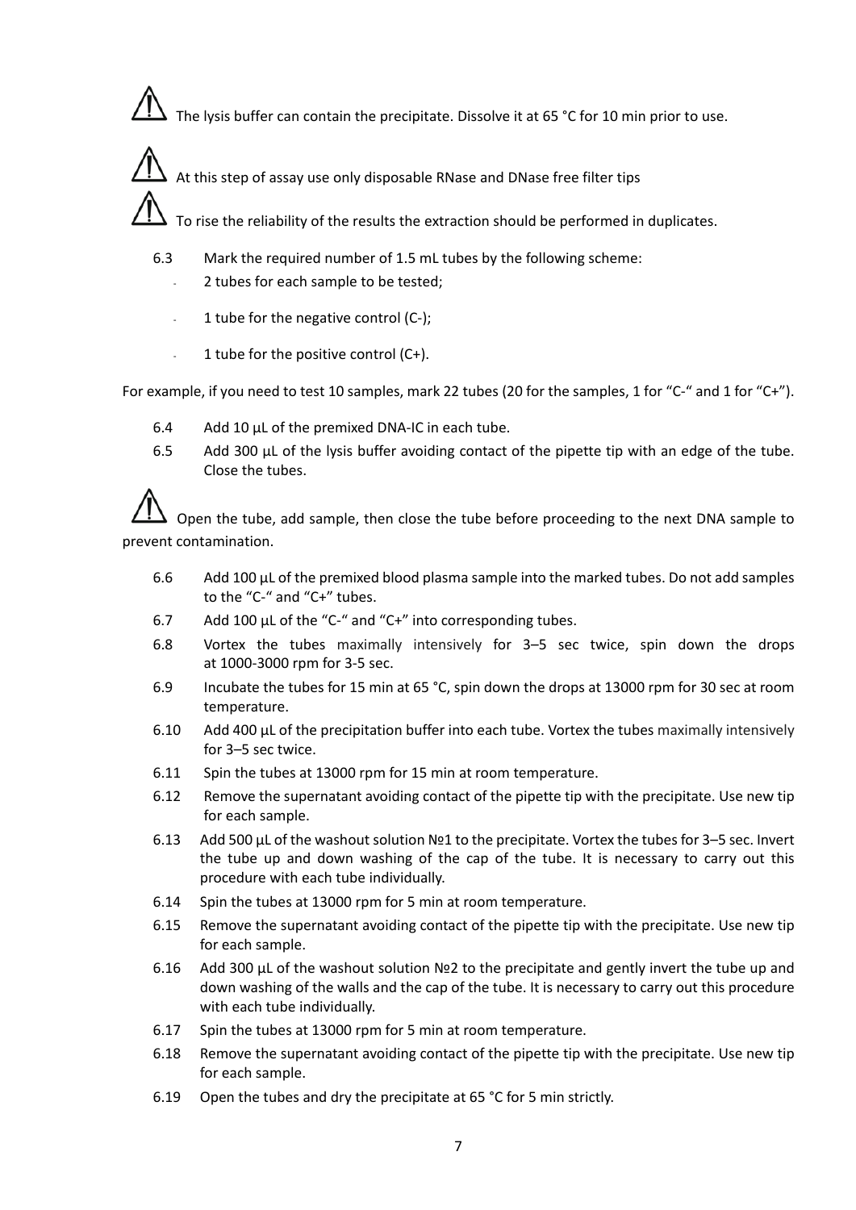⚠ The lysis buffer can contain the precipitate. Dissolve it at 65 °C for 10 min prior to use.

⚠ At this step of assay use only disposable RNase and DNase free filter tips

⚠ To rise the reliability of the results the extraction should be performed in duplicates.

6.3 Mark the required number of 1.5 mL tubes by the following scheme:

- 2 tubes for each sample to be tested;
- 1 tube for the negative control (C-);
- 1 tube for the positive control (C+).

For example, if you need to test 10 samples, mark 22 tubes (20 for the samples, 1 for "C-" and 1 for "C+").

6.4 Add 10 µL of the premixed DNA-IC in each tube.

6.5 Add 300 µL of the lysis buffer avoiding contact of the pipette tip with an edge of the tube. Close the tubes.

⚠ Open the tube, add sample, then close the tube before proceeding to the next DNA sample to prevent contamination.

6.6 Add 100 µL of the premixed blood plasma sample into the marked tubes. Do not add samples to the "C-" and "C+" tubes.

6.7 Add 100 µL of the "C-" and "C+" into corresponding tubes.

6.8 Vortex the tubes maximally intensively for 3–5 sec twice, spin down the drops at 1000-3000 rpm for 3-5 sec.

6.9 Incubate the tubes for 15 min at 65 °C, spin down the drops at 13000 rpm for 30 sec at room temperature.

6.10 Add 400 µL of the precipitation buffer into each tube. Vortex the tubes maximally intensively for 3–5 sec twice.

6.11 Spin the tubes at 13000 rpm for 15 min at room temperature.

6.12 Remove the supernatant avoiding contact of the pipette tip with the precipitate. Use new tip for each sample.

6.13 Add 500 µL of the washout solution №1 to the precipitate. Vortex the tubes for 3–5 sec. Invert the tube up and down washing of the cap of the tube. It is necessary to carry out this procedure with each tube individually.

6.14 Spin the tubes at 13000 rpm for 5 min at room temperature.

6.15 Remove the supernatant avoiding contact of the pipette tip with the precipitate. Use new tip for each sample.

6.16 Add 300 µL of the washout solution №2 to the precipitate and gently invert the tube up and down washing of the walls and the cap of the tube. It is necessary to carry out this procedure with each tube individually.

6.17 Spin the tubes at 13000 rpm for 5 min at room temperature.

6.18 Remove the supernatant avoiding contact of the pipette tip with the precipitate. Use new tip for each sample.

6.19 Open the tubes and dry the precipitate at 65 °C for 5 min strictly.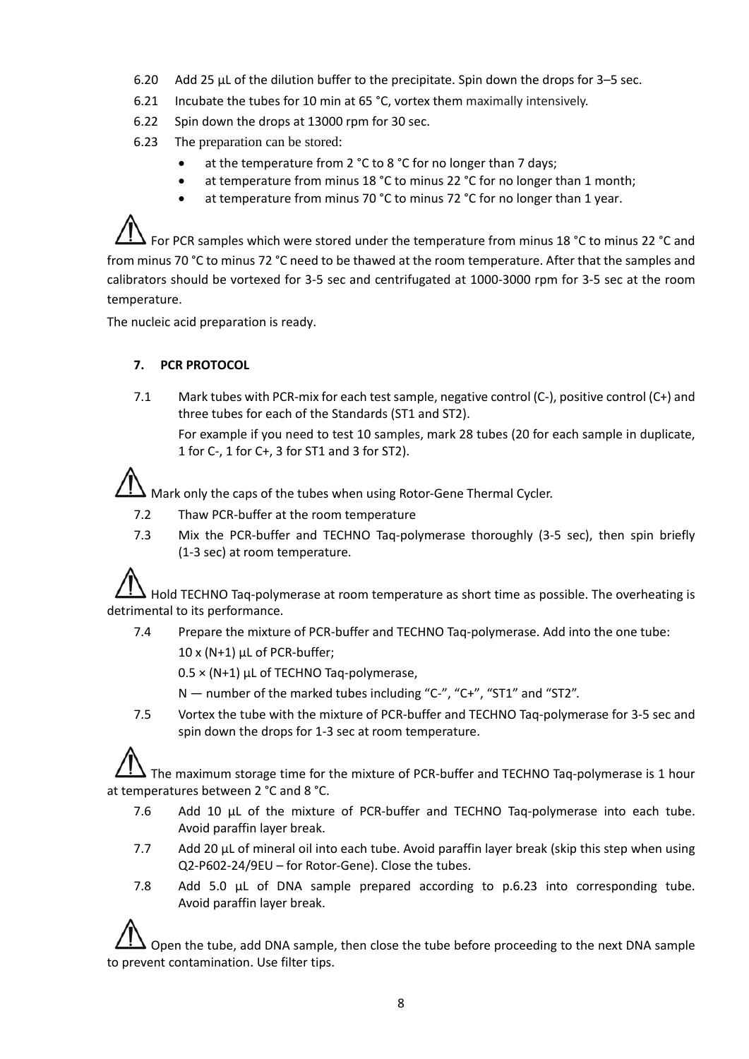6.20 Add 25 µL of the dilution buffer to the precipitate. Spin down the drops for 3–5 sec.

6.21 Incubate the tubes for 10 min at 65 °C, vortex them maximally intensively.

6.22 Spin down the drops at 13000 rpm for 30 sec.

6.23 The preparation can be stored:

- at the temperature from 2 °C to 8 °C for no longer than 7 days;
- at temperature from minus 18 °C to minus 22 °C for no longer than 1 month;
- at temperature from minus 70 °C to minus 72 °C for no longer than 1 year.

⚠ For PCR samples which were stored under the temperature from minus 18 °C to minus 22 °C and from minus 70 °C to minus 72 °C need to be thawed at the room temperature. After that the samples and calibrators should be vortexed for 3-5 sec and centrifugated at 1000-3000 rpm for 3-5 sec at the room temperature.

The nucleic acid preparation is ready.

## 7. PCR PROTOCOL

7.1 Mark tubes with PCR-mix for each test sample, negative control (C-), positive control (C+) and three tubes for each of the Standards (ST1 and ST2).

For example if you need to test 10 samples, mark 28 tubes (20 for each sample in duplicate, 1 for C-, 1 for C+, 3 for ST1 and 3 for ST2).

⚠ Mark only the caps of the tubes when using Rotor-Gene Thermal Cycler.

7.2 Thaw PCR-buffer at the room temperature

7.3 Mix the PCR-buffer and TECHNO Taq-polymerase thoroughly (3-5 sec), then spin briefly (1-3 sec) at room temperature.

⚠ Hold TECHNO Taq-polymerase at room temperature as short time as possible. The overheating is detrimental to its performance.

7.4 Prepare the mixture of PCR-buffer and TECHNO Taq-polymerase. Add into the one tube:

10 x (N+1) µL of PCR-buffer;

0.5 × (N+1) µL of TECHNO Taq-polymerase,

N — number of the marked tubes including "C-", "C+", "ST1" and "ST2".

7.5 Vortex the tube with the mixture of PCR-buffer and TECHNO Taq-polymerase for 3-5 sec and spin down the drops for 1-3 sec at room temperature.

⚠ The maximum storage time for the mixture of PCR-buffer and TECHNO Taq-polymerase is 1 hour at temperatures between 2 °C and 8 °C.

7.6 Add 10 µL of the mixture of PCR-buffer and TECHNO Taq-polymerase into each tube. Avoid paraffin layer break.

7.7 Add 20 µL of mineral oil into each tube. Avoid paraffin layer break (skip this step when using Q2-P602-24/9EU – for Rotor-Gene). Close the tubes.

7.8 Add 5.0 µL of DNA sample prepared according to p.6.23 into corresponding tube. Avoid paraffin layer break.

⚠ Open the tube, add DNA sample, then close the tube before proceeding to the next DNA sample to prevent contamination. Use filter tips.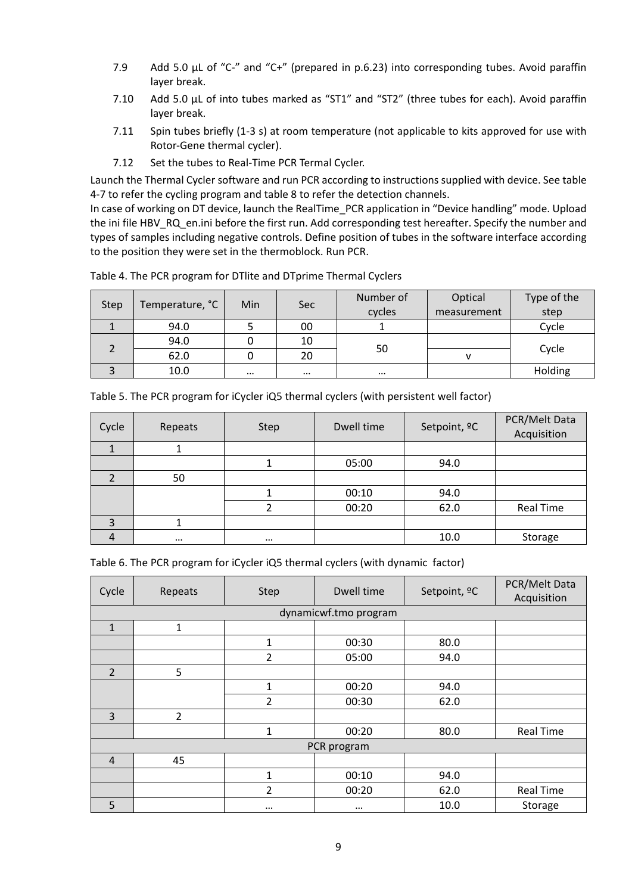7.9 Add 5.0 µL of "C-" and "C+" (prepared in p.6.23) into corresponding tubes. Avoid paraffin layer break.

7.10 Add 5.0 µL of into tubes marked as "ST1" and "ST2" (three tubes for each). Avoid paraffin layer break.

7.11 Spin tubes briefly (1-3 s) at room temperature (not applicable to kits approved for use with Rotor-Gene thermal cycler).

7.12 Set the tubes to Real-Time PCR Termal Cycler.

Launch the Thermal Cycler software and run PCR according to instructions supplied with device. See table 4-7 to refer the cycling program and table 8 to refer the detection channels.

In case of working on DT device, launch the RealTime_PCR application in "Device handling" mode. Upload the ini file HBV_RQ_en.ini before the first run. Add corresponding test hereafter. Specify the number and types of samples including negative controls. Define position of tubes in the software interface according to the position they were set in the thermoblock. Run PCR.

Table 4. The PCR program for DTlite and DTprime Thermal Cyclers

| Step | Temperature, °C | Min | Sec | Number of cycles | Optical measurement | Type of the step |
|---|---|---|---|---|---|---|
| 1 | 94.0 | 5 | 00 | 1 | | Cycle |
| 2 | 94.0 | 0 | 10 | 50 | | Cycle |
| | 62.0 | 0 | 20 | | v | |
| 3 | 10.0 | … | … | … | | Holding |

Table 5. The PCR program for iCycler iQ5 thermal cyclers (with persistent well factor)

| Cycle | Repeats | Step | Dwell time | Setpoint, ºC | PCR/Melt Data Acquisition |
|---|---|---|---|---|---|
| 1 | 1 | | | | |
| | | 1 | 05:00 | 94.0 | |
| 2 | 50 | | | | |
| | | 1 | 00:10 | 94.0 | |
| | | 2 | 00:20 | 62.0 | Real Time |
| 3 | 1 | | | | |
| 4 | … | … | | 10.0 | Storage |

Table 6. The PCR program for iCycler iQ5 thermal cyclers (with dynamic factor)

| Cycle | Repeats | Step | Dwell time | Setpoint, ºC | PCR/Melt Data Acquisition |
|---|---|---|---|---|---|
| dynamicwf.tmo program | | | | | |
| 1 | 1 | | | | |
| | | 1 | 00:30 | 80.0 | |
| | | 2 | 05:00 | 94.0 | |
| 2 | 5 | | | | |
| | | 1 | 00:20 | 94.0 | |
| | | 2 | 00:30 | 62.0 | |
| 3 | 2 | | | | |
| | | 1 | 00:20 | 80.0 | Real Time |
| PCR program | | | | | |
| 4 | 45 | | | | |
| | | 1 | 00:10 | 94.0 | |
| | | 2 | 00:20 | 62.0 | Real Time |
| 5 | | … | … | 10.0 | Storage |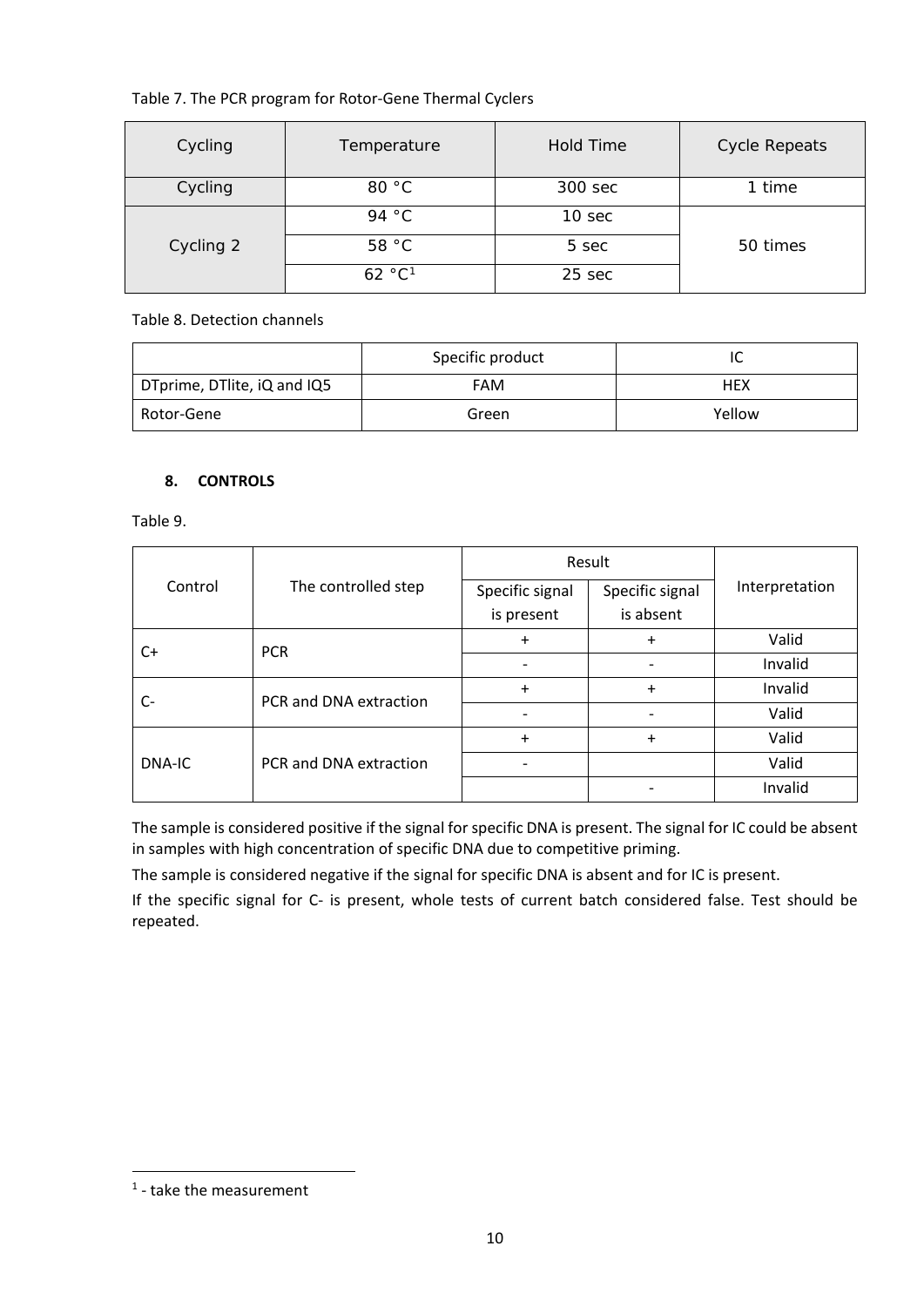Table 7. The PCR program for Rotor-Gene Thermal Cyclers

| Cycling | Temperature | Hold Time | Cycle Repeats |
|---|---|---|---|
| Cycling | 80 °C | 300 sec | 1 time |
| Cycling 2 | 94 °C | 10 sec | 50 times |
| | 58 °C | 5 sec | |
| | 62 °C[1] | 25 sec | |

Table 8. Detection channels

| | Specific product | IC |
|---|---|---|
| DTprime, DTlite, iQ and IQ5 | FAM | HEX |
| Rotor-Gene | Green | Yellow |

## 8. CONTROLS

Table 9.

| Control | The controlled step | Result | | Interpretation |
|---|---|---|---|---|
| | | Specific signal is present | Specific signal is absent | |
| C+ | PCR | + | + | Valid |
| | | - | - | Invalid |
| C- | PCR and DNA extraction | + | + | Invalid |
| | | - | - | Valid |
| DNA-IC | PCR and DNA extraction | + | + | Valid |
| | | - | | Valid |
| | | | - | Invalid |

The sample is considered positive if the signal for specific DNA is present. The signal for IC could be absent in samples with high concentration of specific DNA due to competitive priming.

The sample is considered negative if the signal for specific DNA is absent and for IC is present.

If the specific signal for C- is present, whole tests of current batch considered false. Test should be repeated.

[1] - take the measurement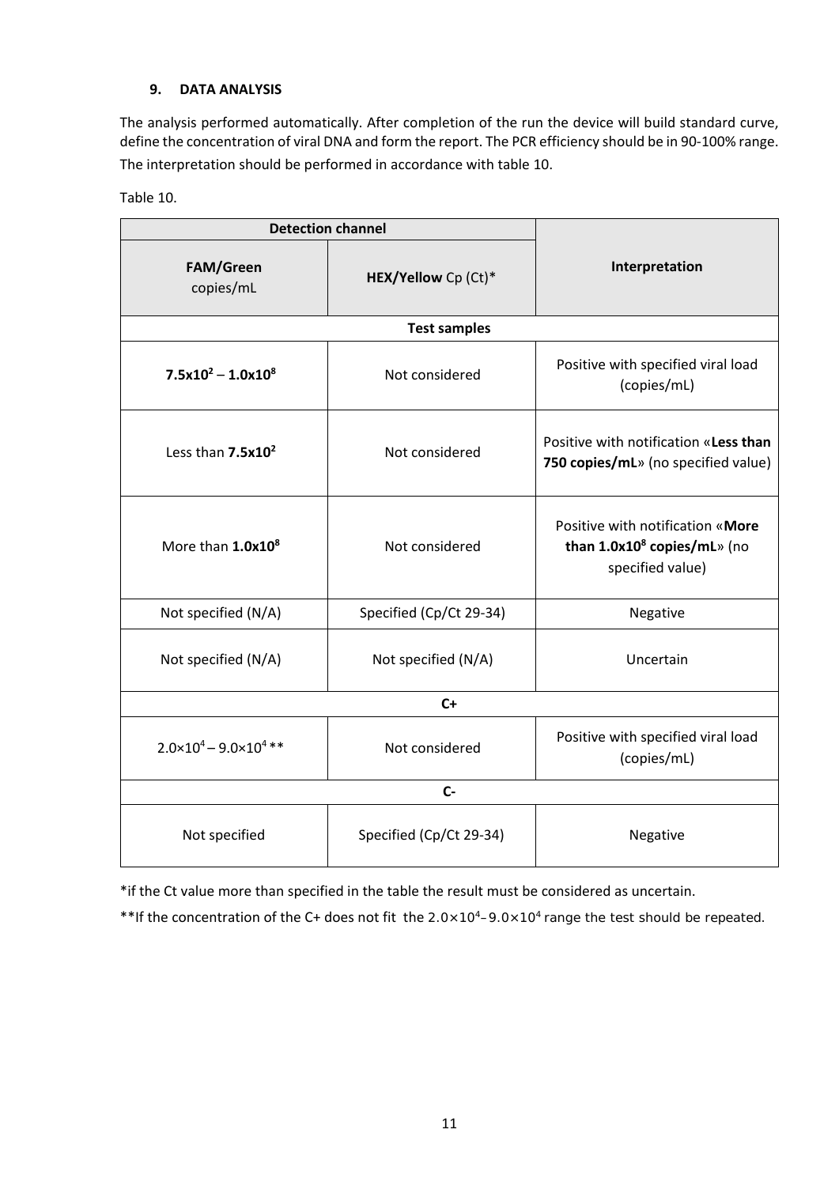### 9. DATA ANALYSIS

The analysis performed automatically. After completion of the run the device will build standard curve, define the concentration of viral DNA and form the report. The PCR efficiency should be in 90-100% range. The interpretation should be performed in accordance with table 10.

Table 10.

| Detection channel | | Interpretation |
|---|---|---|
| **FAM/Green** copies/mL | **HEX/Yellow** Cp (Ct)* | |
| **Test samples** | | |
| **$7.5x10^2 – 1.0x10^8$** | Not considered | Positive with specified viral load (copies/mL) |
| Less than **$7.5x10^2$** | Not considered | Positive with notification «**Less than 750 copies/mL**» (no specified value) |
| More than **$1.0x10^8$** | Not considered | Positive with notification «**More than $1.0x10^8$ copies/mL**» (no specified value) |
| Not specified (N/A) | Specified (Cp/Ct 29-34) | Negative |
| Not specified (N/A) | Not specified (N/A) | Uncertain |
| **C+** | | |
| $2.0×10^4 – 9.0×10^4$ ** | Not considered | Positive with specified viral load (copies/mL) |
| **C-** | | |
| Not specified | Specified (Cp/Ct 29-34) | Negative |

*if the Ct value more than specified in the table the result must be considered as uncertain.

**If the concentration of the C+ does not fit the $2.0×10^4$–$9.0×10^4$ range the test should be repeated.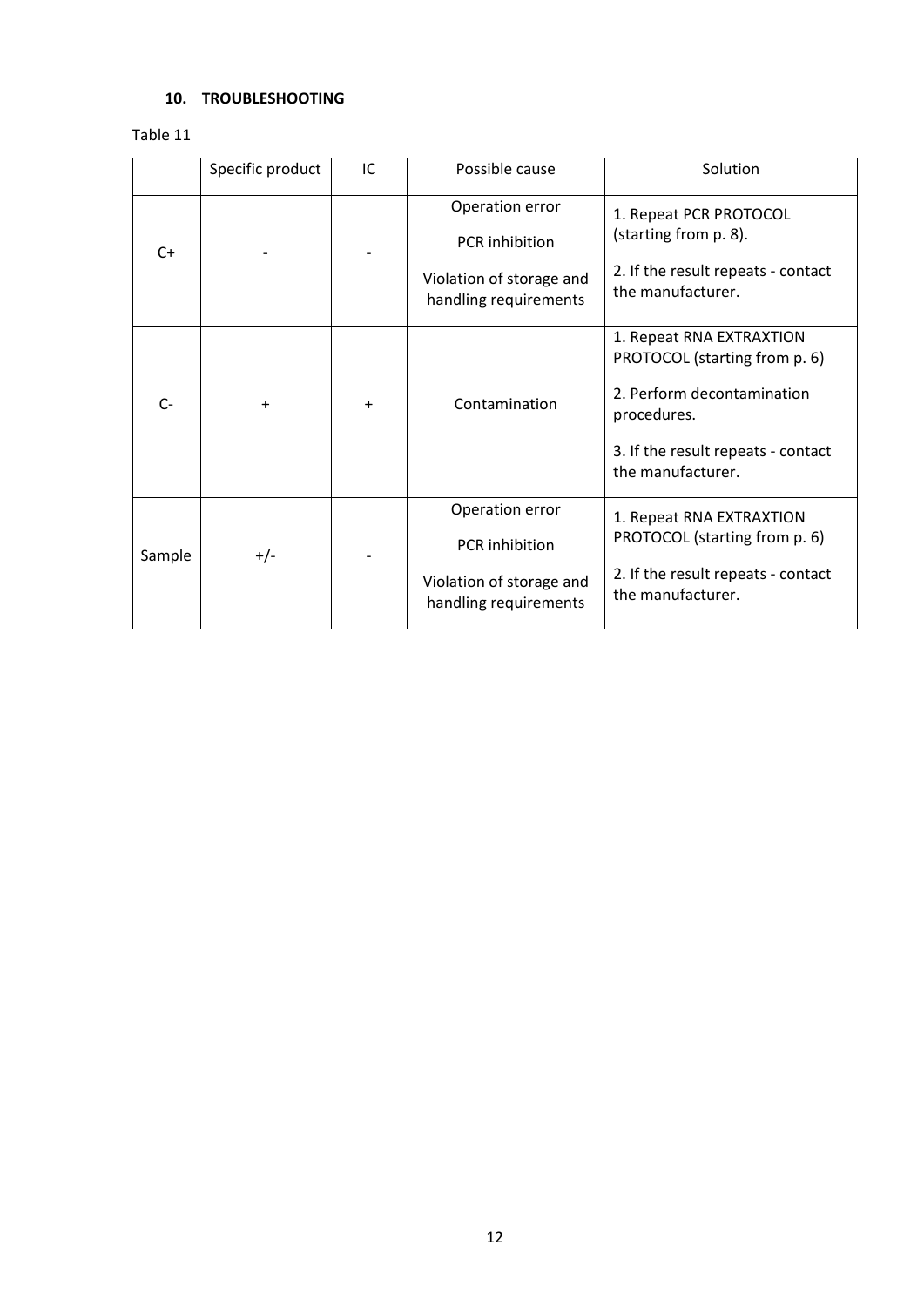## 10. TROUBLESHOOTING

Table 11

| | Specific product | IC | Possible cause | Solution |
|---|---|---|---|---|
| C+ | - | - | Operation error<br>PCR inhibition<br>Violation of storage and handling requirements | 1. Repeat PCR PROTOCOL (starting from p. 8).<br>2. If the result repeats - contact the manufacturer. |
| C- | + | + | Contamination | 1. Repeat RNA EXTRAXTION PROTOCOL (starting from p. 6)<br>2. Perform decontamination procedures.<br>3. If the result repeats - contact the manufacturer. |
| Sample | +/- | - | Operation error<br>PCR inhibition<br>Violation of storage and handling requirements | 1. Repeat RNA EXTRAXTION PROTOCOL (starting from p. 6)<br>2. If the result repeats - contact the manufacturer. |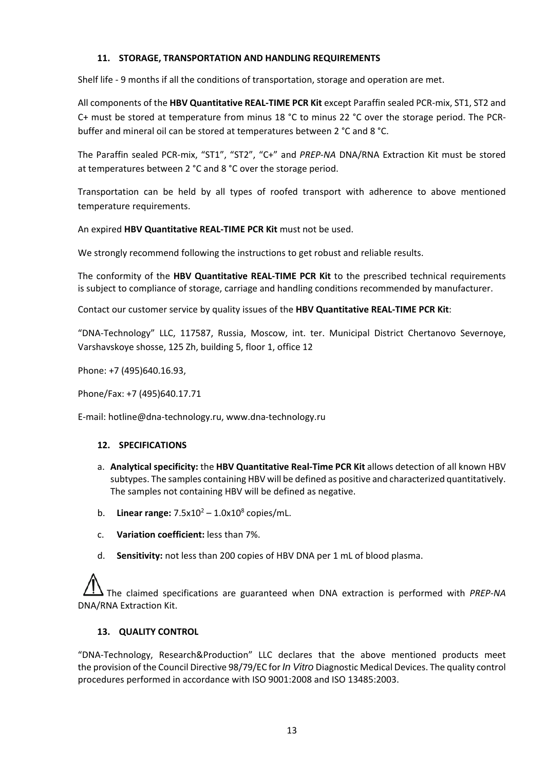### 11. STORAGE, TRANSPORTATION AND HANDLING REQUIREMENTS

Shelf life - 9 months if all the conditions of transportation, storage and operation are met.

All components of the **HBV Quantitative REAL-TIME PCR Kit** except Paraffin sealed PCR-mix, ST1, ST2 and C+ must be stored at temperature from minus 18 °C to minus 22 °C over the storage period. The PCR-buffer and mineral oil can be stored at temperatures between 2 °C and 8 °C.

The Paraffin sealed PCR-mix, "ST1", "ST2", "C+" and *PREP-NA* DNA/RNA Extraction Kit must be stored at temperatures between 2 °C and 8 °C over the storage period.

Transportation can be held by all types of roofed transport with adherence to above mentioned temperature requirements.

An expired **HBV Quantitative REAL-TIME PCR Kit** must not be used.

We strongly recommend following the instructions to get robust and reliable results.

The conformity of the **HBV Quantitative REAL-TIME PCR Kit** to the prescribed technical requirements is subject to compliance of storage, carriage and handling conditions recommended by manufacturer.

Contact our customer service by quality issues of the **HBV Quantitative REAL-TIME PCR Kit**:

"DNA-Technology" LLC, 117587, Russia, Moscow, int. ter. Municipal District Chertanovo Severnoye, Varshavskoye shosse, 125 Zh, building 5, floor 1, office 12

Phone: +7 (495)640.16.93,

Phone/Fax: +7 (495)640.17.71

E-mail: hotline@dna-technology.ru, www.dna-technology.ru

### 12. SPECIFICATIONS

a. **Analytical specificity:** the **HBV Quantitative Real-Time PCR Kit** allows detection of all known HBV subtypes. The samples containing HBV will be defined as positive and characterized quantitatively. The samples not containing HBV will be defined as negative.

b. **Linear range:** $7.5 \times 10^{2} - 1.0 \times 10^{8}$ copies/mL.

c. **Variation coefficient:** less than 7%.

d. **Sensitivity:** not less than 200 copies of HBV DNA per 1 mL of blood plasma.

⚠ The claimed specifications are guaranteed when DNA extraction is performed with *PREP-NA* DNA/RNA Extraction Kit.

### 13. QUALITY CONTROL

"DNA-Technology, Research&Production" LLC declares that the above mentioned products meet the provision of the Council Directive 98/79/EC for *In Vitro* Diagnostic Medical Devices. The quality control procedures performed in accordance with ISO 9001:2008 and ISO 13485:2003.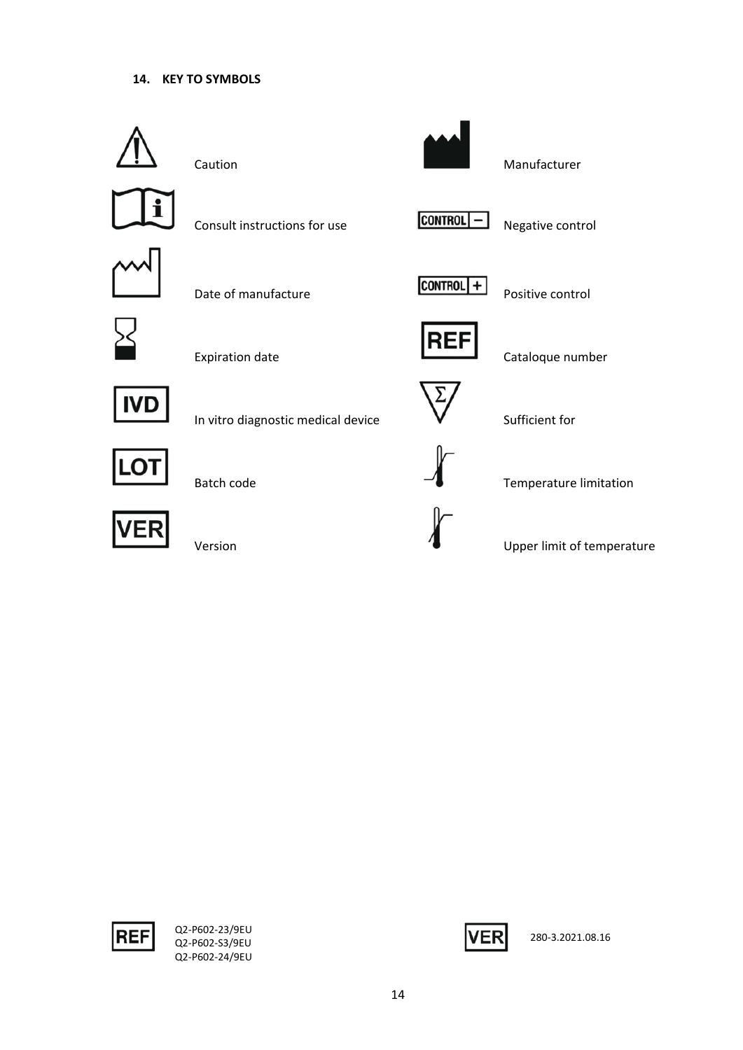## 14. KEY TO SYMBOLS

| Symbol | Meaning | Symbol | Meaning |
|---|---|---|---|
| | Caution | | Manufacturer |
| | Consult instructions for use | CONTROL − | Negative control |
| | Date of manufacture | CONTROL + | Positive control |
| | Expiration date | REF | Cataloque number |
| IVD | In vitro diagnostic medical device | Σ | Sufficient for |
| LOT | Batch code | | Temperature limitation |
| VER | Version | | Upper limit of temperature |

REF Q2-P602-23/9EU
Q2-P602-S3/9EU
Q2-P602-24/9EU

VER 280-3.2021.08.16